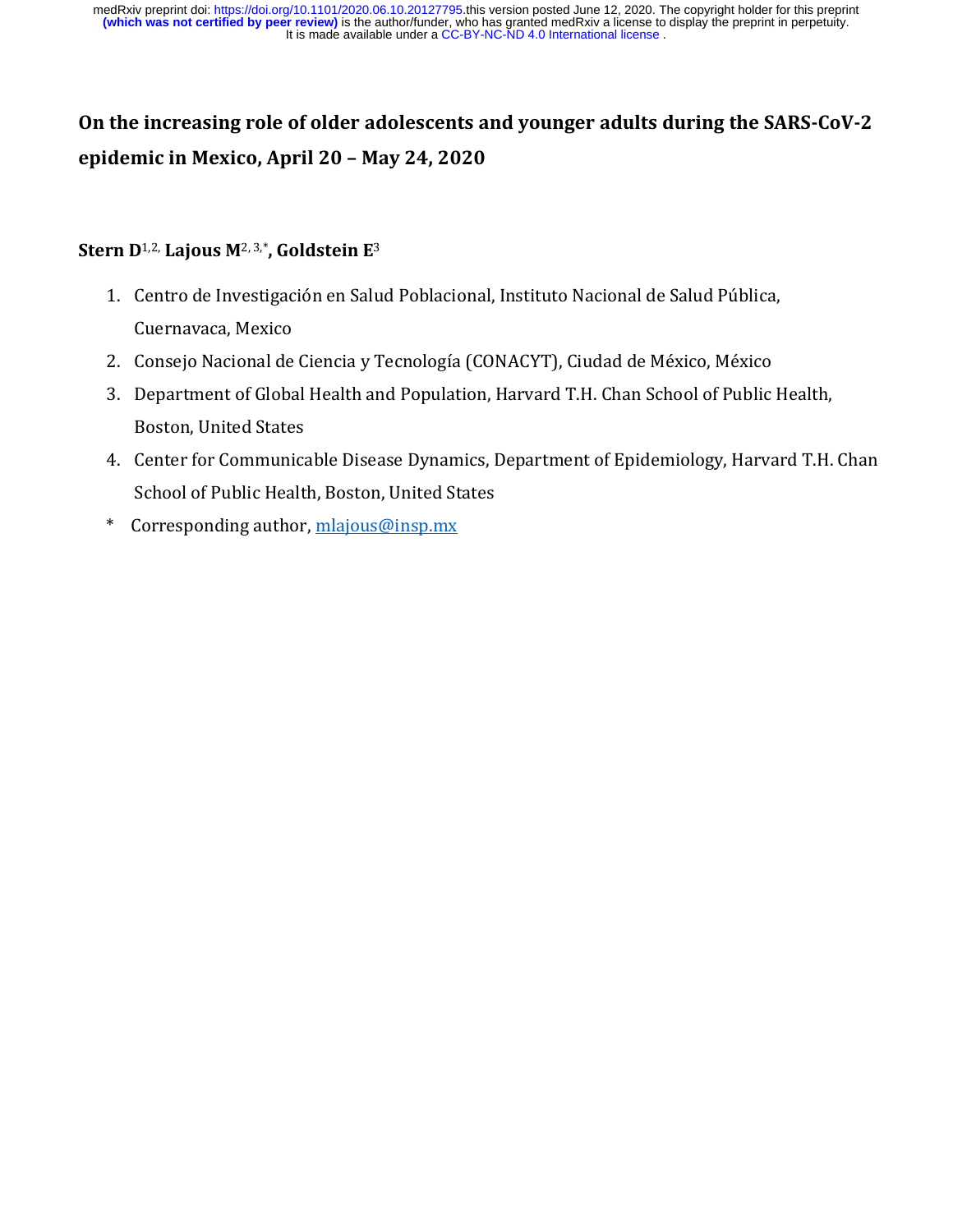# On the increasing role of older adolescents and younger adults during the SARS-CoV-2 epidemic in Mexico, April 20 – May 24, 2020

**Stern D**[1,2] **Lajous M**[2,3,*]**, Goldstein E**[3]

1. Centro de Investigación en Salud Poblacional, Instituto Nacional de Salud Pública, Cuernavaca, Mexico
2. Consejo Nacional de Ciencia y Tecnología (CONACYT), Ciudad de México, México
3. Department of Global Health and Population, Harvard T.H. Chan School of Public Health, Boston, United States
4. Center for Communicable Disease Dynamics, Department of Epidemiology, Harvard T.H. Chan School of Public Health, Boston, United States

\* Corresponding author, mlajous@insp.mx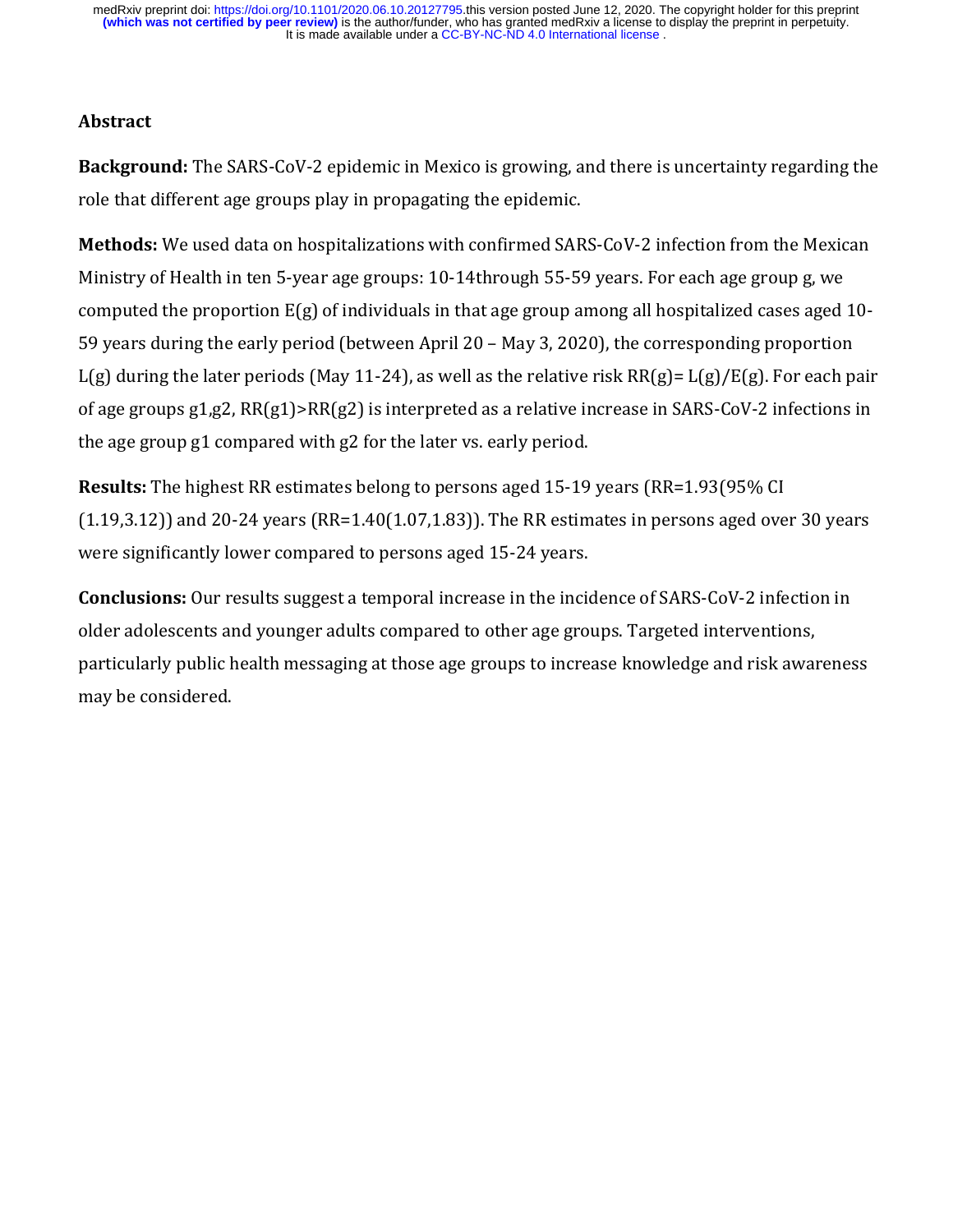## Abstract

**Background:** The SARS-CoV-2 epidemic in Mexico is growing, and there is uncertainty regarding the role that different age groups play in propagating the epidemic.

**Methods:** We used data on hospitalizations with confirmed SARS-CoV-2 infection from the Mexican Ministry of Health in ten 5-year age groups: 10-14through 55-59 years. For each age group g, we computed the proportion E(g) of individuals in that age group among all hospitalized cases aged 10-59 years during the early period (between April 20 – May 3, 2020), the corresponding proportion L(g) during the later periods (May 11-24), as well as the relative risk RR(g)= L(g)/E(g). For each pair of age groups g1,g2, RR(g1)>RR(g2) is interpreted as a relative increase in SARS-CoV-2 infections in the age group g1 compared with g2 for the later vs. early period.

**Results:** The highest RR estimates belong to persons aged 15-19 years (RR=1.93(95% CI (1.19,3.12)) and 20-24 years (RR=1.40(1.07,1.83)). The RR estimates in persons aged over 30 years were significantly lower compared to persons aged 15-24 years.

**Conclusions:** Our results suggest a temporal increase in the incidence of SARS-CoV-2 infection in older adolescents and younger adults compared to other age groups. Targeted interventions, particularly public health messaging at those age groups to increase knowledge and risk awareness may be considered.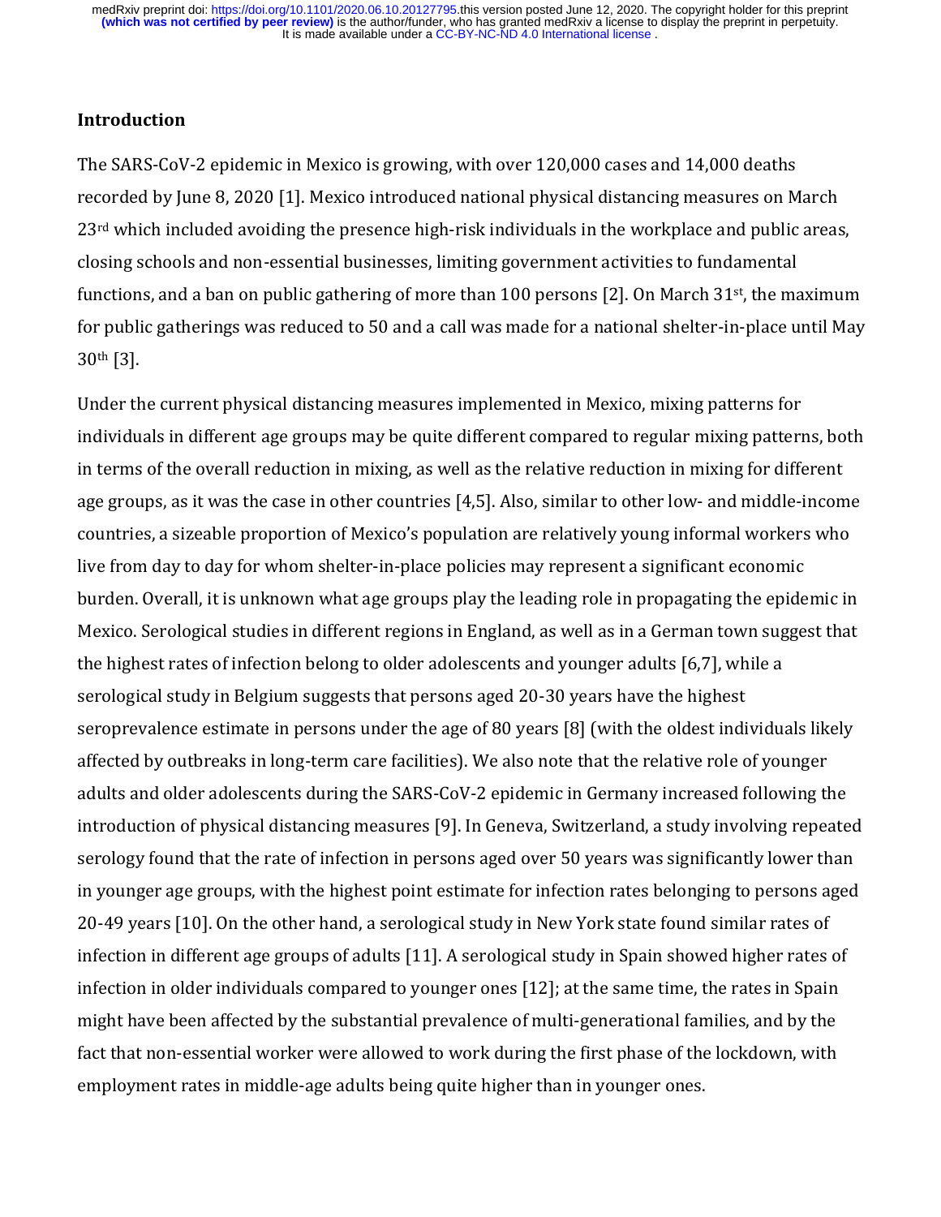## Introduction

The SARS-CoV-2 epidemic in Mexico is growing, with over 120,000 cases and 14,000 deaths recorded by June 8, 2020 [1]. Mexico introduced national physical distancing measures on March 23rd which included avoiding the presence high-risk individuals in the workplace and public areas, closing schools and non-essential businesses, limiting government activities to fundamental functions, and a ban on public gathering of more than 100 persons [2]. On March 31st, the maximum for public gatherings was reduced to 50 and a call was made for a national shelter-in-place until May 30th [3].

Under the current physical distancing measures implemented in Mexico, mixing patterns for individuals in different age groups may be quite different compared to regular mixing patterns, both in terms of the overall reduction in mixing, as well as the relative reduction in mixing for different age groups, as it was the case in other countries [4,5]. Also, similar to other low- and middle-income countries, a sizeable proportion of Mexico's population are relatively young informal workers who live from day to day for whom shelter-in-place policies may represent a significant economic burden. Overall, it is unknown what age groups play the leading role in propagating the epidemic in Mexico. Serological studies in different regions in England, as well as in a German town suggest that the highest rates of infection belong to older adolescents and younger adults [6,7], while a serological study in Belgium suggests that persons aged 20-30 years have the highest seroprevalence estimate in persons under the age of 80 years [8] (with the oldest individuals likely affected by outbreaks in long-term care facilities). We also note that the relative role of younger adults and older adolescents during the SARS-CoV-2 epidemic in Germany increased following the introduction of physical distancing measures [9]. In Geneva, Switzerland, a study involving repeated serology found that the rate of infection in persons aged over 50 years was significantly lower than in younger age groups, with the highest point estimate for infection rates belonging to persons aged 20-49 years [10]. On the other hand, a serological study in New York state found similar rates of infection in different age groups of adults [11]. A serological study in Spain showed higher rates of infection in older individuals compared to younger ones [12]; at the same time, the rates in Spain might have been affected by the substantial prevalence of multi-generational families, and by the fact that non-essential worker were allowed to work during the first phase of the lockdown, with employment rates in middle-age adults being quite higher than in younger ones.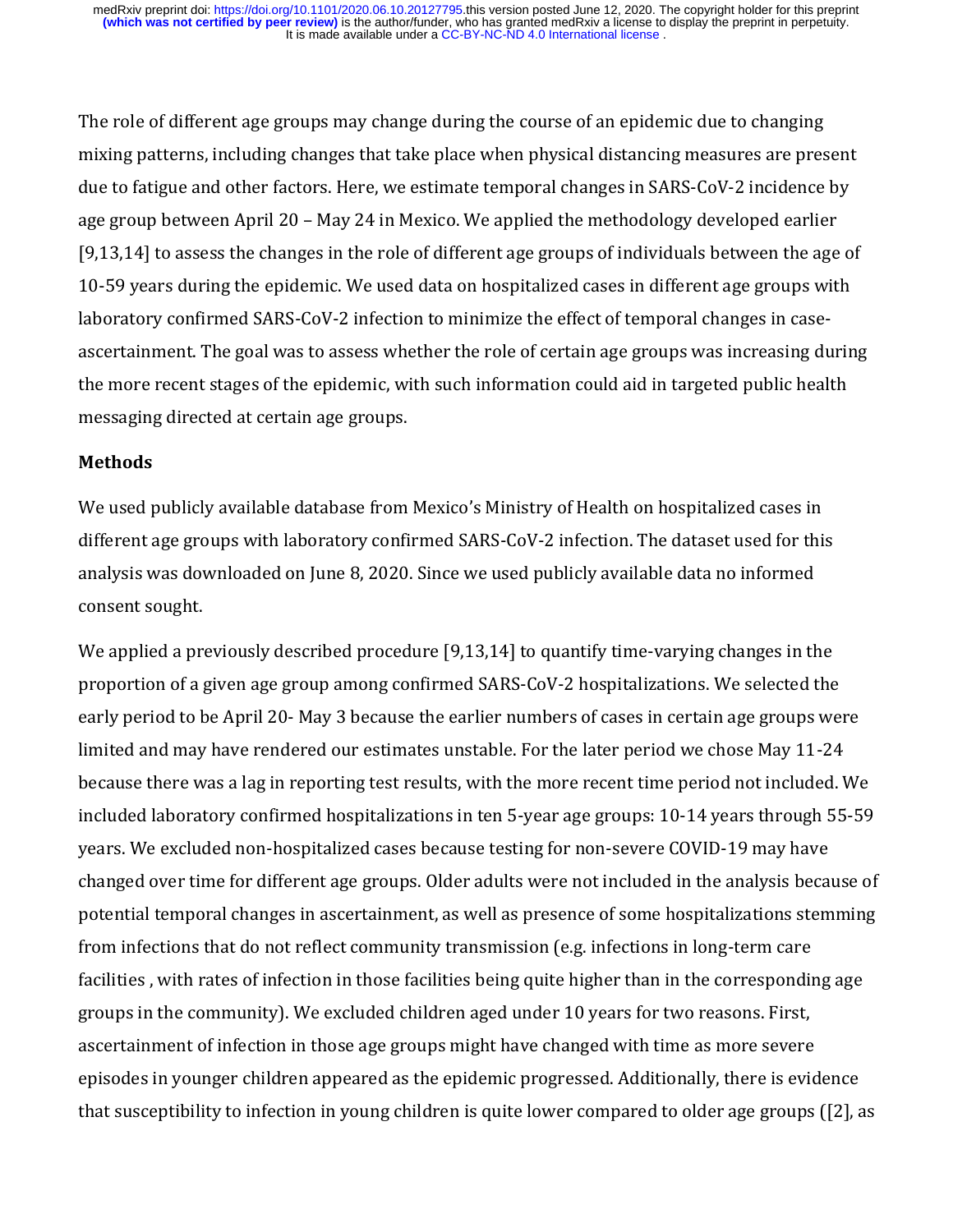The role of different age groups may change during the course of an epidemic due to changing mixing patterns, including changes that take place when physical distancing measures are present due to fatigue and other factors. Here, we estimate temporal changes in SARS-CoV-2 incidence by age group between April 20 – May 24 in Mexico. We applied the methodology developed earlier [9,13,14] to assess the changes in the role of different age groups of individuals between the age of 10-59 years during the epidemic. We used data on hospitalized cases in different age groups with laboratory confirmed SARS-CoV-2 infection to minimize the effect of temporal changes in case-ascertainment. The goal was to assess whether the role of certain age groups was increasing during the more recent stages of the epidemic, with such information could aid in targeted public health messaging directed at certain age groups.

## Methods

We used publicly available database from Mexico's Ministry of Health on hospitalized cases in different age groups with laboratory confirmed SARS-CoV-2 infection. The dataset used for this analysis was downloaded on June 8, 2020. Since we used publicly available data no informed consent sought.

We applied a previously described procedure [9,13,14] to quantify time-varying changes in the proportion of a given age group among confirmed SARS-CoV-2 hospitalizations. We selected the early period to be April 20- May 3 because the earlier numbers of cases in certain age groups were limited and may have rendered our estimates unstable. For the later period we chose May 11-24 because there was a lag in reporting test results, with the more recent time period not included. We included laboratory confirmed hospitalizations in ten 5-year age groups: 10-14 years through 55-59 years. We excluded non-hospitalized cases because testing for non-severe COVID-19 may have changed over time for different age groups. Older adults were not included in the analysis because of potential temporal changes in ascertainment, as well as presence of some hospitalizations stemming from infections that do not reflect community transmission (e.g. infections in long-term care facilities , with rates of infection in those facilities being quite higher than in the corresponding age groups in the community). We excluded children aged under 10 years for two reasons. First, ascertainment of infection in those age groups might have changed with time as more severe episodes in younger children appeared as the epidemic progressed. Additionally, there is evidence that susceptibility to infection in young children is quite lower compared to older age groups ([2], as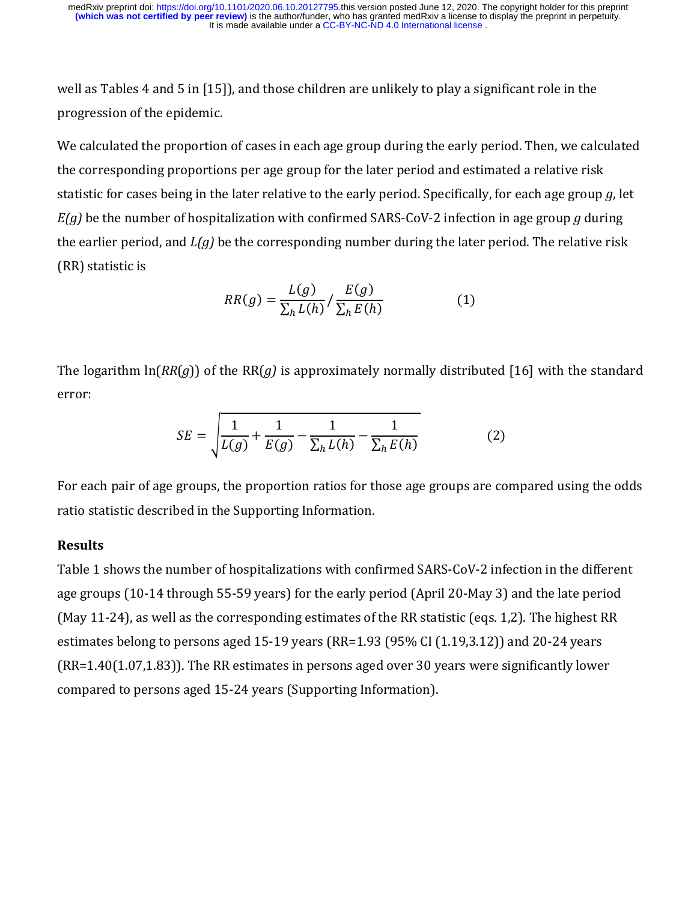well as Tables 4 and 5 in [15]), and those children are unlikely to play a significant role in the progression of the epidemic.

We calculated the proportion of cases in each age group during the early period. Then, we calculated the corresponding proportions per age group for the later period and estimated a relative risk statistic for cases being in the later relative to the early period. Specifically, for each age group $g$, let $E(g)$ be the number of hospitalization with confirmed SARS-CoV-2 infection in age group $g$ during the earlier period, and $L(g)$ be the corresponding number during the later period. The relative risk (RR) statistic is

$$RR(g) = \frac{L(g)}{\sum_h L(h)} \Big/ \frac{E(g)}{\sum_h E(h)} \qquad (1)$$

The logarithm $\ln(RR(g))$ of the $RR(g)$ is approximately normally distributed [16] with the standard error:

$$SE = \sqrt{\frac{1}{L(g)} + \frac{1}{E(g)} - \frac{1}{\sum_h L(h)} - \frac{1}{\sum_h E(h)}} \qquad (2)$$

For each pair of age groups, the proportion ratios for those age groups are compared using the odds ratio statistic described in the Supporting Information.

## Results

Table 1 shows the number of hospitalizations with confirmed SARS-CoV-2 infection in the different age groups (10-14 through 55-59 years) for the early period (April 20-May 3) and the late period (May 11-24), as well as the corresponding estimates of the RR statistic (eqs. 1,2). The highest RR estimates belong to persons aged 15-19 years (RR=1.93 (95% CI (1.19,3.12)) and 20-24 years (RR=1.40(1.07,1.83)). The RR estimates in persons aged over 30 years were significantly lower compared to persons aged 15-24 years (Supporting Information).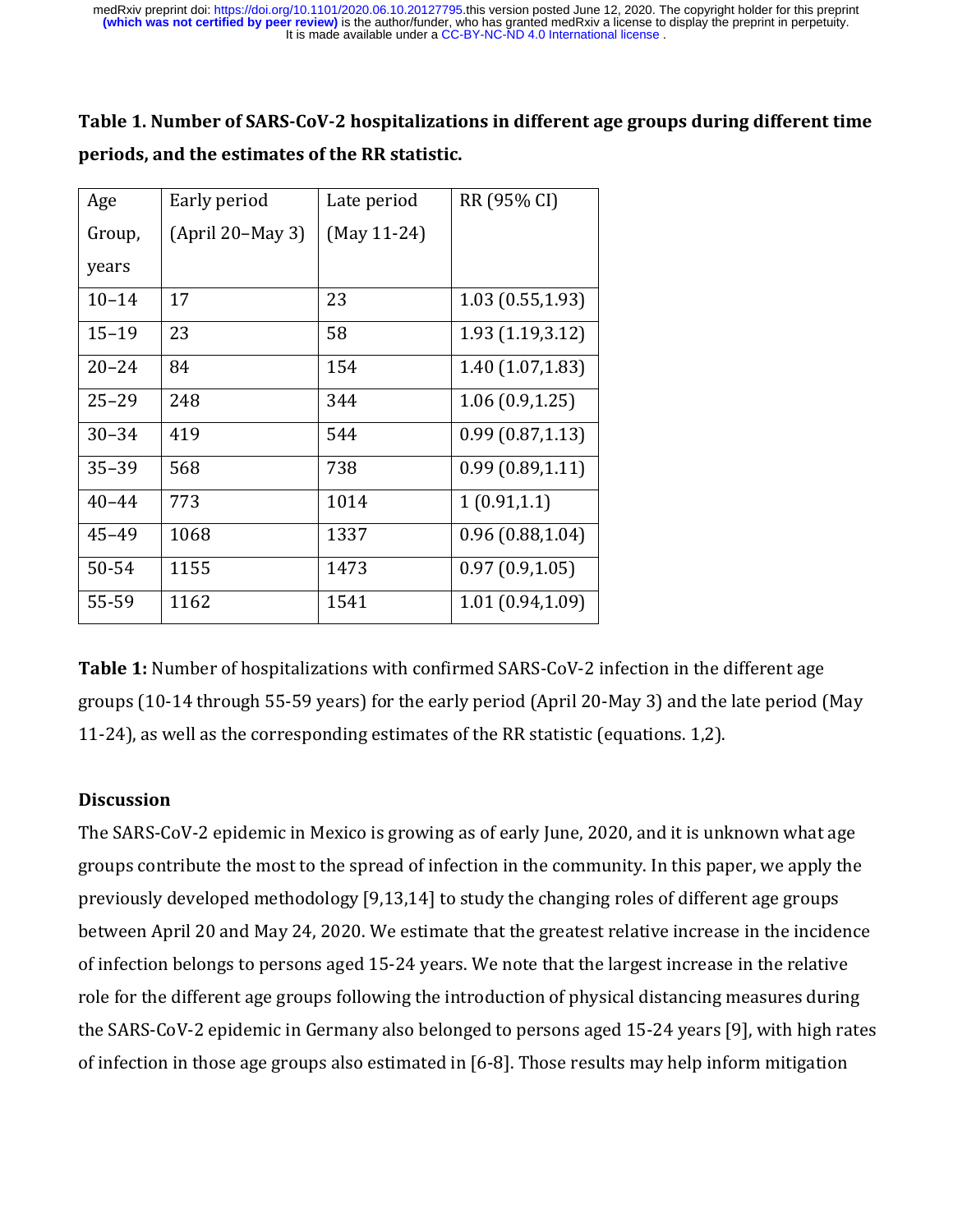**Table 1. Number of SARS-CoV-2 hospitalizations in different age groups during different time periods, and the estimates of the RR statistic.**

| Age Group, years | Early period (April 20–May 3) | Late period (May 11-24) | RR (95% CI) |
|---|---|---|---|
| 10–14 | 17 | 23 | 1.03 (0.55,1.93) |
| 15–19 | 23 | 58 | 1.93 (1.19,3.12) |
| 20–24 | 84 | 154 | 1.40 (1.07,1.83) |
| 25–29 | 248 | 344 | 1.06 (0.9,1.25) |
| 30–34 | 419 | 544 | 0.99 (0.87,1.13) |
| 35–39 | 568 | 738 | 0.99 (0.89,1.11) |
| 40–44 | 773 | 1014 | 1 (0.91,1.1) |
| 45–49 | 1068 | 1337 | 0.96 (0.88,1.04) |
| 50-54 | 1155 | 1473 | 0.97 (0.9,1.05) |
| 55-59 | 1162 | 1541 | 1.01 (0.94,1.09) |

**Table 1:** Number of hospitalizations with confirmed SARS-CoV-2 infection in the different age groups (10-14 through 55-59 years) for the early period (April 20-May 3) and the late period (May 11-24), as well as the corresponding estimates of the RR statistic (equations. 1,2).

## Discussion

The SARS-CoV-2 epidemic in Mexico is growing as of early June, 2020, and it is unknown what age groups contribute the most to the spread of infection in the community. In this paper, we apply the previously developed methodology [9,13,14] to study the changing roles of different age groups between April 20 and May 24, 2020. We estimate that the greatest relative increase in the incidence of infection belongs to persons aged 15-24 years. We note that the largest increase in the relative role for the different age groups following the introduction of physical distancing measures during the SARS-CoV-2 epidemic in Germany also belonged to persons aged 15-24 years [9], with high rates of infection in those age groups also estimated in [6-8]. Those results may help inform mitigation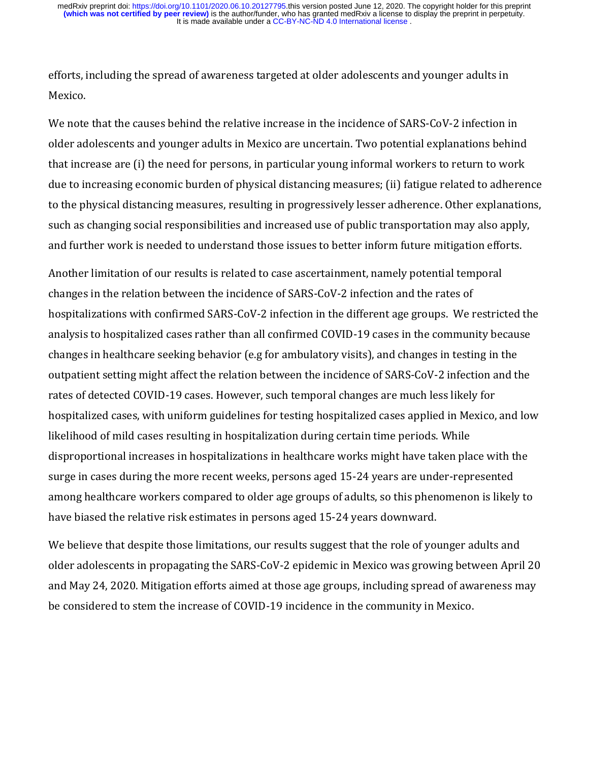efforts, including the spread of awareness targeted at older adolescents and younger adults in Mexico.

We note that the causes behind the relative increase in the incidence of SARS-CoV-2 infection in older adolescents and younger adults in Mexico are uncertain. Two potential explanations behind that increase are (i) the need for persons, in particular young informal workers to return to work due to increasing economic burden of physical distancing measures; (ii) fatigue related to adherence to the physical distancing measures, resulting in progressively lesser adherence. Other explanations, such as changing social responsibilities and increased use of public transportation may also apply, and further work is needed to understand those issues to better inform future mitigation efforts.

Another limitation of our results is related to case ascertainment, namely potential temporal changes in the relation between the incidence of SARS-CoV-2 infection and the rates of hospitalizations with confirmed SARS-CoV-2 infection in the different age groups. We restricted the analysis to hospitalized cases rather than all confirmed COVID-19 cases in the community because changes in healthcare seeking behavior (e.g for ambulatory visits), and changes in testing in the outpatient setting might affect the relation between the incidence of SARS-CoV-2 infection and the rates of detected COVID-19 cases. However, such temporal changes are much less likely for hospitalized cases, with uniform guidelines for testing hospitalized cases applied in Mexico, and low likelihood of mild cases resulting in hospitalization during certain time periods. While disproportional increases in hospitalizations in healthcare works might have taken place with the surge in cases during the more recent weeks, persons aged 15-24 years are under-represented among healthcare workers compared to older age groups of adults, so this phenomenon is likely to have biased the relative risk estimates in persons aged 15-24 years downward.

We believe that despite those limitations, our results suggest that the role of younger adults and older adolescents in propagating the SARS-CoV-2 epidemic in Mexico was growing between April 20 and May 24, 2020. Mitigation efforts aimed at those age groups, including spread of awareness may be considered to stem the increase of COVID-19 incidence in the community in Mexico.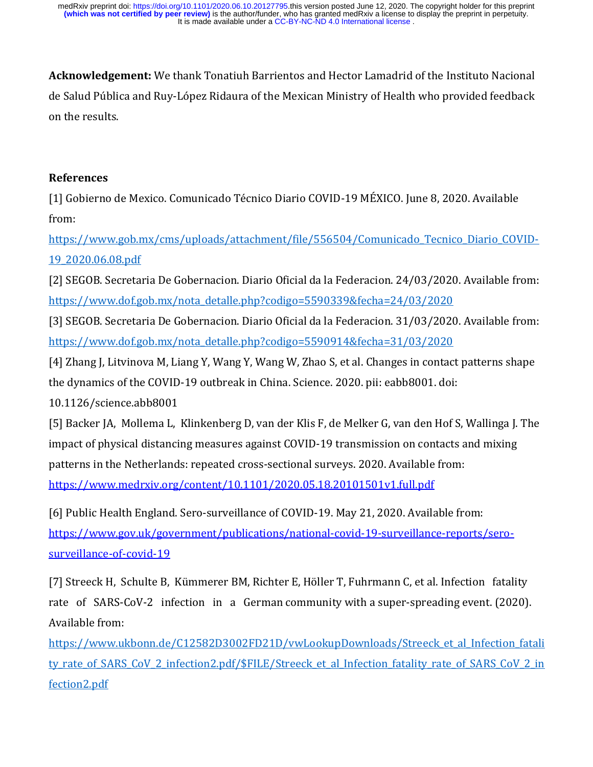**Acknowledgement:** We thank Tonatiuh Barrientos and Hector Lamadrid of the Instituto Nacional de Salud Pública and Ruy-López Ridaura of the Mexican Ministry of Health who provided feedback on the results.

**References**

[1] Gobierno de Mexico. Comunicado Técnico Diario COVID-19 MÉXICO. June 8, 2020. Available from: https://www.gob.mx/cms/uploads/attachment/file/556504/Comunicado_Tecnico_Diario_COVID-19_2020.06.08.pdf

[2] SEGOB. Secretaria De Gobernacion. Diario Oficial da la Federacion. 24/03/2020. Available from: https://www.dof.gob.mx/nota_detalle.php?codigo=5590339&fecha=24/03/2020

[3] SEGOB. Secretaria De Gobernacion. Diario Oficial da la Federacion. 31/03/2020. Available from: https://www.dof.gob.mx/nota_detalle.php?codigo=5590914&fecha=31/03/2020

[4] Zhang J, Litvinova M, Liang Y, Wang Y, Wang W, Zhao S, et al. Changes in contact patterns shape the dynamics of the COVID-19 outbreak in China. Science. 2020. pii: eabb8001. doi: 10.1126/science.abb8001

[5] Backer JA, Mollema L, Klinkenberg D, van der Klis F, de Melker G, van den Hof S, Wallinga J. The impact of physical distancing measures against COVID-19 transmission on contacts and mixing patterns in the Netherlands: repeated cross-sectional surveys. 2020. Available from: https://www.medrxiv.org/content/10.1101/2020.05.18.20101501v1.full.pdf

[6] Public Health England. Sero-surveillance of COVID-19. May 21, 2020. Available from: https://www.gov.uk/government/publications/national-covid-19-surveillance-reports/sero-surveillance-of-covid-19

[7] Streeck H, Schulte B, Kümmerer BM, Richter E, Höller T, Fuhrmann C, et al. Infection fatality rate of SARS-CoV-2 infection in a German community with a super-spreading event. (2020). Available from: https://www.ukbonn.de/C12582D3002FD21D/vwLookupDownloads/Streeck_et_al_Infection_fatality_rate_of_SARS_CoV_2_infection2.pdf/$FILE/Streeck_et_al_Infection_fatality_rate_of_SARS_CoV_2_infection2.pdf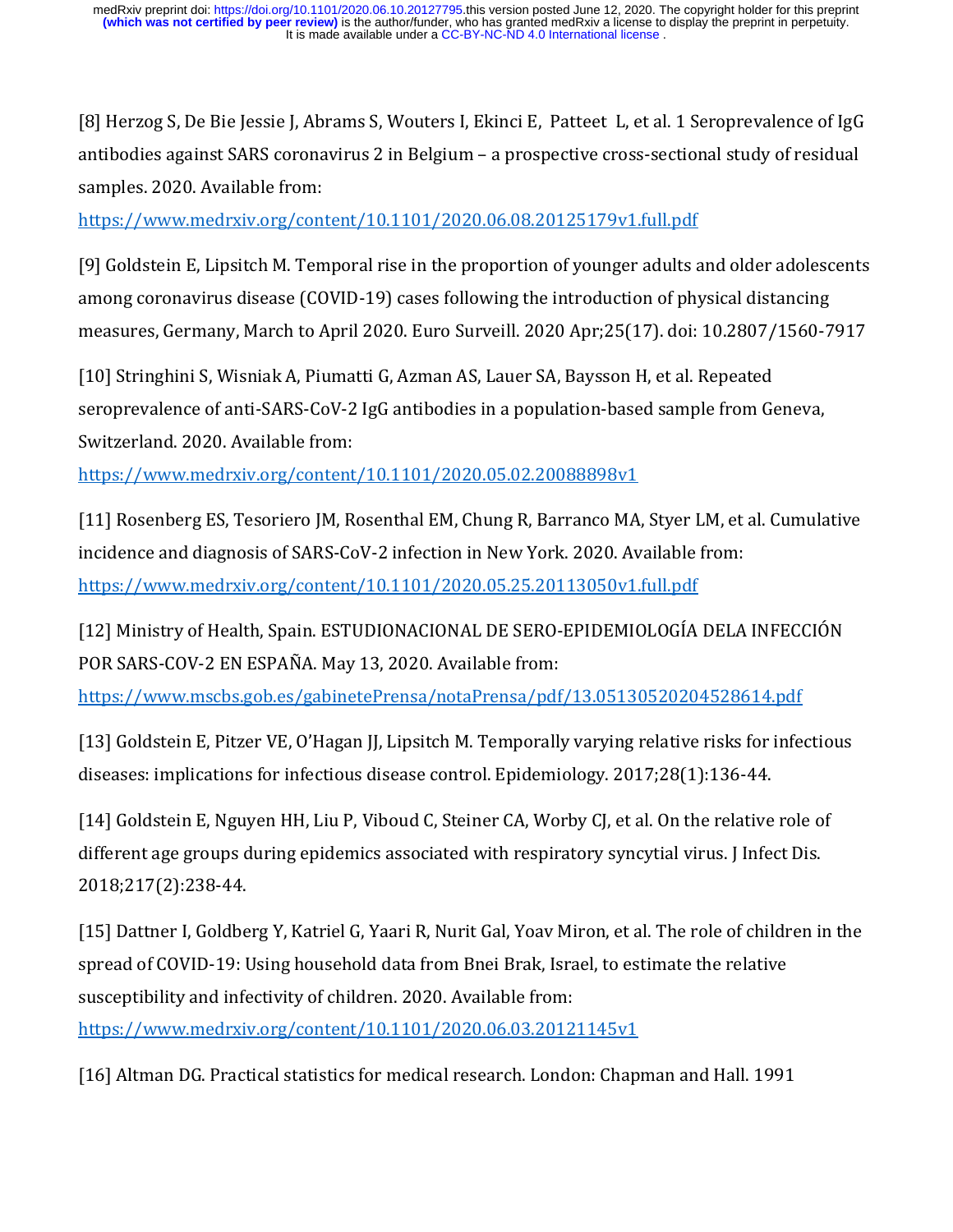[8] Herzog S, De Bie Jessie J, Abrams S, Wouters I, Ekinci E, Patteet L, et al. 1 Seroprevalence of IgG antibodies against SARS coronavirus 2 in Belgium – a prospective cross-sectional study of residual samples. 2020. Available from: https://www.medrxiv.org/content/10.1101/2020.06.08.20125179v1.full.pdf

[9] Goldstein E, Lipsitch M. Temporal rise in the proportion of younger adults and older adolescents among coronavirus disease (COVID-19) cases following the introduction of physical distancing measures, Germany, March to April 2020. Euro Surveill. 2020 Apr;25(17). doi: 10.2807/1560-7917

[10] Stringhini S, Wisniak A, Piumatti G, Azman AS, Lauer SA, Baysson H, et al. Repeated seroprevalence of anti-SARS-CoV-2 IgG antibodies in a population-based sample from Geneva, Switzerland. 2020. Available from: https://www.medrxiv.org/content/10.1101/2020.05.02.20088898v1

[11] Rosenberg ES, Tesoriero JM, Rosenthal EM, Chung R, Barranco MA, Styer LM, et al. Cumulative incidence and diagnosis of SARS-CoV-2 infection in New York. 2020. Available from: https://www.medrxiv.org/content/10.1101/2020.05.25.20113050v1.full.pdf

[12] Ministry of Health, Spain. ESTUDIONACIONAL DE SERO-EPIDEMIOLOGÍA DELA INFECCIÓN POR SARS-COV-2 EN ESPAÑA. May 13, 2020. Available from: https://www.mscbs.gob.es/gabinetePrensa/notaPrensa/pdf/13.05130520204528614.pdf

[13] Goldstein E, Pitzer VE, O'Hagan JJ, Lipsitch M. Temporally varying relative risks for infectious diseases: implications for infectious disease control. Epidemiology. 2017;28(1):136-44.

[14] Goldstein E, Nguyen HH, Liu P, Viboud C, Steiner CA, Worby CJ, et al. On the relative role of different age groups during epidemics associated with respiratory syncytial virus. J Infect Dis. 2018;217(2):238-44.

[15] Dattner I, Goldberg Y, Katriel G, Yaari R, Nurit Gal, Yoav Miron, et al. The role of children in the spread of COVID-19: Using household data from Bnei Brak, Israel, to estimate the relative susceptibility and infectivity of children. 2020. Available from: https://www.medrxiv.org/content/10.1101/2020.06.03.20121145v1

[16] Altman DG. Practical statistics for medical research. London: Chapman and Hall. 1991